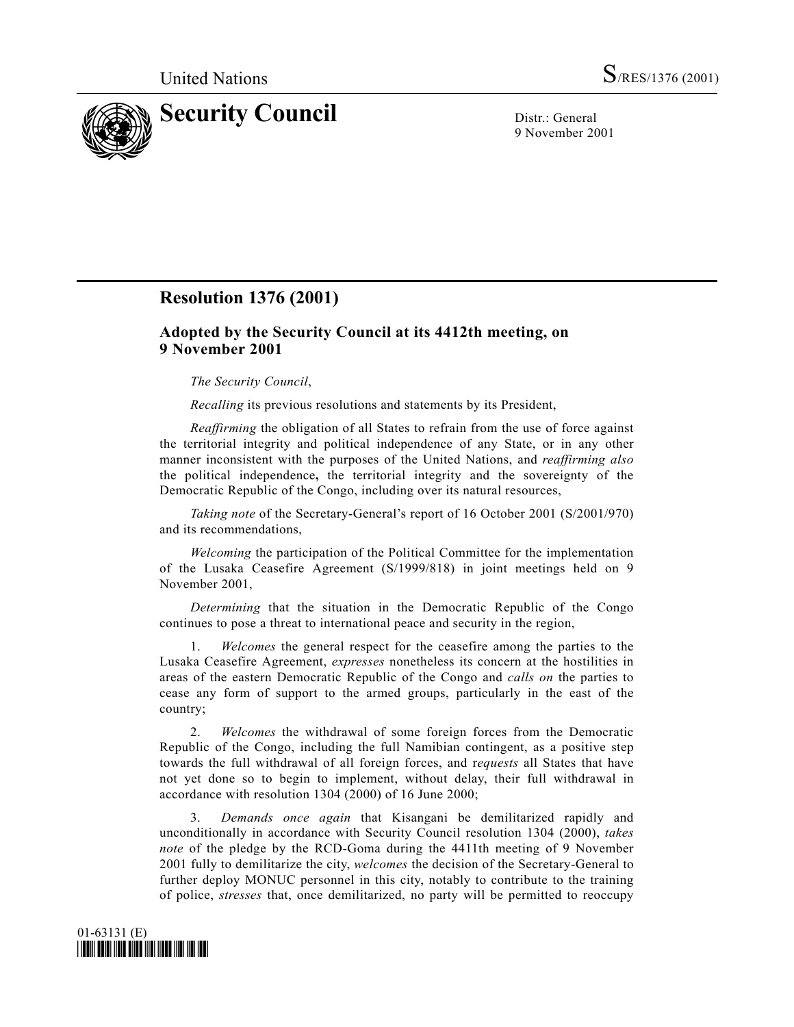United Nations S/RES/1376 (2001)

# Security Council

Distr.: General
9 November 2001

## Resolution 1376 (2001)

### Adopted by the Security Council at its 4412th meeting, on 9 November 2001

*The Security Council*,

*Recalling* its previous resolutions and statements by its President,

*Reaffirming* the obligation of all States to refrain from the use of force against the territorial integrity and political independence of any State, or in any other manner inconsistent with the purposes of the United Nations, and *reaffirming also* the political independence**,** the territorial integrity and the sovereignty of the Democratic Republic of the Congo, including over its natural resources,

*Taking note* of the Secretary-General's report of 16 October 2001 (S/2001/970) and its recommendations,

*Welcoming* the participation of the Political Committee for the implementation of the Lusaka Ceasefire Agreement (S/1999/818) in joint meetings held on 9 November 2001,

*Determining* that the situation in the Democratic Republic of the Congo continues to pose a threat to international peace and security in the region,

1. *Welcomes* the general respect for the ceasefire among the parties to the Lusaka Ceasefire Agreement, *expresses* nonetheless its concern at the hostilities in areas of the eastern Democratic Republic of the Congo and *calls on* the parties to cease any form of support to the armed groups, particularly in the east of the country;

2. *Welcomes* the withdrawal of some foreign forces from the Democratic Republic of the Congo, including the full Namibian contingent, as a positive step towards the full withdrawal of all foreign forces, and r*equests* all States that have not yet done so to begin to implement, without delay, their full withdrawal in accordance with resolution 1304 (2000) of 16 June 2000;

3. *Demands once again* that Kisangani be demilitarized rapidly and unconditionally in accordance with Security Council resolution 1304 (2000), *takes note* of the pledge by the RCD-Goma during the 4411th meeting of 9 November 2001 fully to demilitarize the city, *welcomes* the decision of the Secretary-General to further deploy MONUC personnel in this city, notably to contribute to the training of police, *stresses* that, once demilitarized, no party will be permitted to reoccupy

01-63131 (E)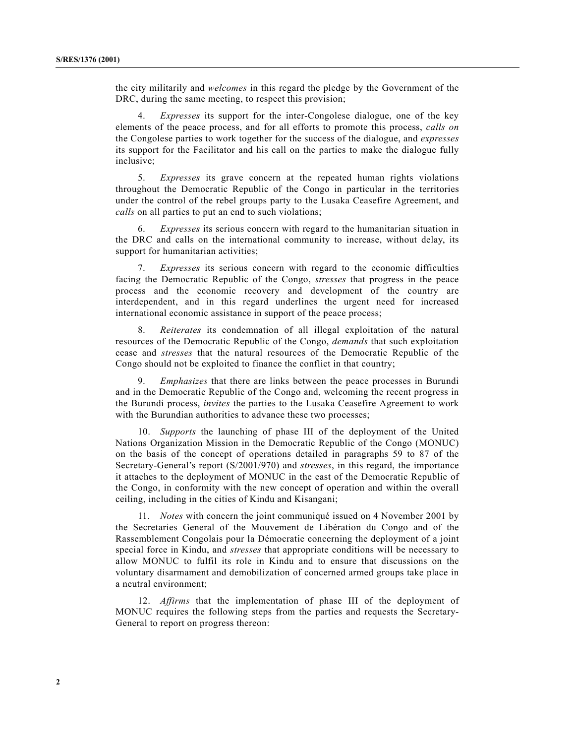the city militarily and *welcomes* in this regard the pledge by the Government of the DRC, during the same meeting, to respect this provision;

4. *Expresses* its support for the inter-Congolese dialogue, one of the key elements of the peace process, and for all efforts to promote this process, *calls on* the Congolese parties to work together for the success of the dialogue, and *expresses* its support for the Facilitator and his call on the parties to make the dialogue fully inclusive;

5. *Expresses* its grave concern at the repeated human rights violations throughout the Democratic Republic of the Congo in particular in the territories under the control of the rebel groups party to the Lusaka Ceasefire Agreement, and *calls* on all parties to put an end to such violations;

6. *Expresses* its serious concern with regard to the humanitarian situation in the DRC and calls on the international community to increase, without delay, its support for humanitarian activities;

7. *Expresses* its serious concern with regard to the economic difficulties facing the Democratic Republic of the Congo, *stresses* that progress in the peace process and the economic recovery and development of the country are interdependent, and in this regard underlines the urgent need for increased international economic assistance in support of the peace process;

8. *Reiterates* its condemnation of all illegal exploitation of the natural resources of the Democratic Republic of the Congo, *demands* that such exploitation cease and *stresses* that the natural resources of the Democratic Republic of the Congo should not be exploited to finance the conflict in that country;

9. *Emphasizes* that there are links between the peace processes in Burundi and in the Democratic Republic of the Congo and, welcoming the recent progress in the Burundi process, *invites* the parties to the Lusaka Ceasefire Agreement to work with the Burundian authorities to advance these two processes;

10. *Supports* the launching of phase III of the deployment of the United Nations Organization Mission in the Democratic Republic of the Congo (MONUC) on the basis of the concept of operations detailed in paragraphs 59 to 87 of the Secretary-General's report (S/2001/970) and *stresses*, in this regard, the importance it attaches to the deployment of MONUC in the east of the Democratic Republic of the Congo, in conformity with the new concept of operation and within the overall ceiling, including in the cities of Kindu and Kisangani;

11. *Notes* with concern the joint communiqué issued on 4 November 2001 by the Secretaries General of the Mouvement de Libération du Congo and of the Rassemblement Congolais pour la Démocratie concerning the deployment of a joint special force in Kindu, and *stresses* that appropriate conditions will be necessary to allow MONUC to fulfil its role in Kindu and to ensure that discussions on the voluntary disarmament and demobilization of concerned armed groups take place in a neutral environment;

12. *Affirms* that the implementation of phase III of the deployment of MONUC requires the following steps from the parties and requests the Secretary-General to report on progress thereon: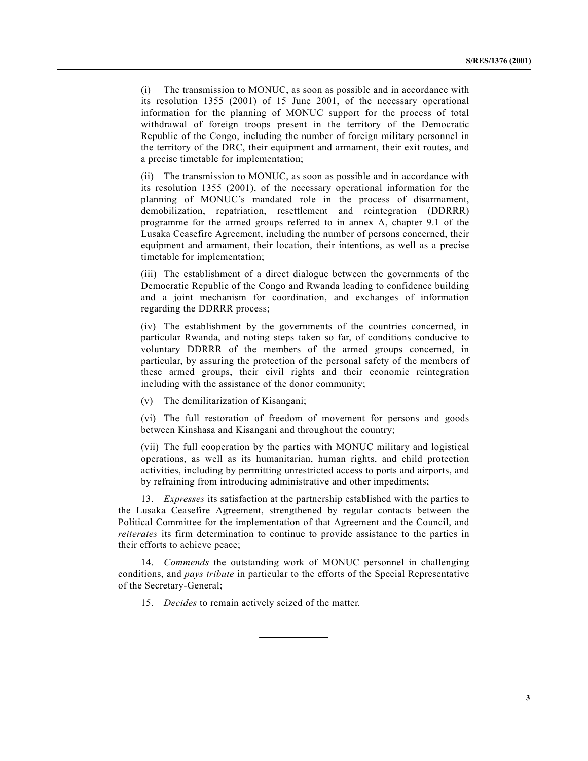(i) The transmission to MONUC, as soon as possible and in accordance with its resolution 1355 (2001) of 15 June 2001, of the necessary operational information for the planning of MONUC support for the process of total withdrawal of foreign troops present in the territory of the Democratic Republic of the Congo, including the number of foreign military personnel in the territory of the DRC, their equipment and armament, their exit routes, and a precise timetable for implementation;

(ii) The transmission to MONUC, as soon as possible and in accordance with its resolution 1355 (2001), of the necessary operational information for the planning of MONUC's mandated role in the process of disarmament, demobilization, repatriation, resettlement and reintegration (DDRRR) programme for the armed groups referred to in annex A, chapter 9.1 of the Lusaka Ceasefire Agreement, including the number of persons concerned, their equipment and armament, their location, their intentions, as well as a precise timetable for implementation;

(iii) The establishment of a direct dialogue between the governments of the Democratic Republic of the Congo and Rwanda leading to confidence building and a joint mechanism for coordination, and exchanges of information regarding the DDRRR process;

(iv) The establishment by the governments of the countries concerned, in particular Rwanda, and noting steps taken so far, of conditions conducive to voluntary DDRRR of the members of the armed groups concerned, in particular, by assuring the protection of the personal safety of the members of these armed groups, their civil rights and their economic reintegration including with the assistance of the donor community;

(v) The demilitarization of Kisangani;

(vi) The full restoration of freedom of movement for persons and goods between Kinshasa and Kisangani and throughout the country;

(vii) The full cooperation by the parties with MONUC military and logistical operations, as well as its humanitarian, human rights, and child protection activities, including by permitting unrestricted access to ports and airports, and by refraining from introducing administrative and other impediments;

13. *Expresses* its satisfaction at the partnership established with the parties to the Lusaka Ceasefire Agreement, strengthened by regular contacts between the Political Committee for the implementation of that Agreement and the Council, and *reiterates* its firm determination to continue to provide assistance to the parties in their efforts to achieve peace;

14. *Commends* the outstanding work of MONUC personnel in challenging conditions, and *pays tribute* in particular to the efforts of the Special Representative of the Secretary-General;

15. *Decides* to remain actively seized of the matter.